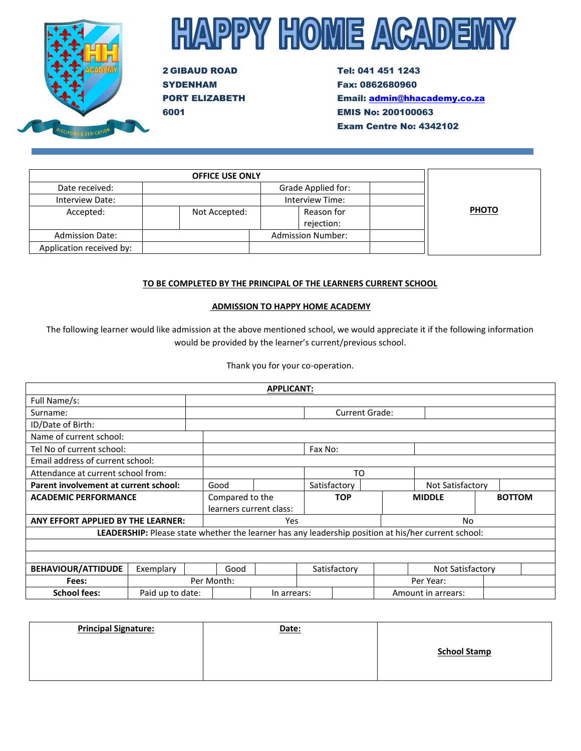# HAPPY HOME ACADEMY

**2 GIBAUD ROAD**
**SYDENHAM**
**PORT ELIZABETH**
**6001**

**Tel: 041 451 1243**
**Fax: 0862680960**
**Email: admin@hhacademy.co.za**
**EMIS No: 200100063**
**Exam Centre No: 4342102**

| OFFICE USE ONLY | | | | | |
|---|---|---|---|---|---|
| Date received: | | | Grade Applied for: | | |
| Interview Date: | | | Interview Time: | | |
| Accepted: | | Not Accepted: | | Reason for rejection: | |
| Admission Date: | | | Admission Number: | | |
| Application received by: | | | | | |

**PHOTO**

**TO BE COMPLETED BY THE PRINCIPAL OF THE LEARNERS CURRENT SCHOOL**

**ADMISSION TO HAPPY HOME ACADEMY**

The following learner would like admission at the above mentioned school, we would appreciate it if the following information would be provided by the learner's current/previous school.

Thank you for your co-operation.

| **APPLICANT:** | | | | | | | |
|---|---|---|---|---|---|---|---|
| Full Name/s: | | | | | | | |
| Surname: | | Current Grade: | | | | | |
| ID/Date of Birth: | | | | | | | |
| Name of current school: | | | | | | | |
| Tel No of current school: | | Fax No: | | | | | |
| Email address of current school: | | | | | | | |
| Attendance at current school from: | | TO | | | | | |
| **Parent involvement at current school:** | Good | | Satisfactory | | Not Satisfactory | | |
| **ACADEMIC PERFORMANCE** | Compared to the learners current class: | **TOP** | | **MIDDLE** | | **BOTTOM** | |
| **ANY EFFORT APPLIED BY THE LEARNER:** | Yes | | | No | | | |
| **LEADERSHIP:** Please state whether the learner has any leadership position at his/her current school: | | | | | | | |
| | | | | | | | |
| | | | | | | | |
| **BEHAVIOUR/ATTIDUDE** | Exemplary | | Good | | Satisfactory | | Not Satisfactory |
| **Fees:** | Per Month: | | | Per Year: | | | |
| **School fees:** | Paid up to date: | | In arrears: | | Amount in arrears: | | |

| **Principal Signature:** | **Date:** | **School Stamp** |
|---|---|---|
| | | |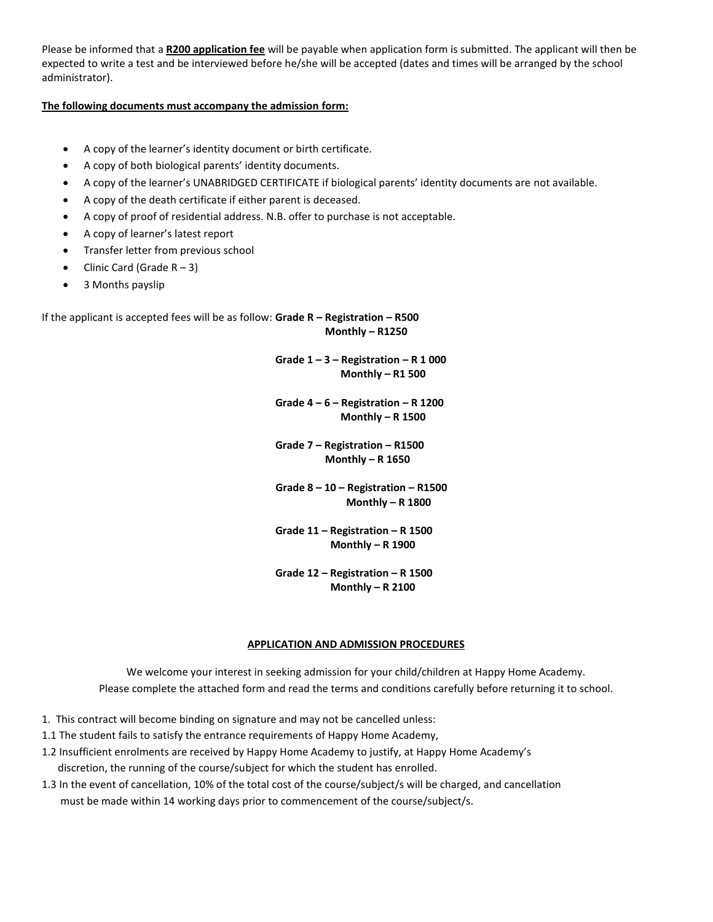Please be informed that a **R200 application fee** will be payable when application form is submitted. The applicant will then be expected to write a test and be interviewed before he/she will be accepted (dates and times will be arranged by the school administrator).

**The following documents must accompany the admission form:**

- A copy of the learner's identity document or birth certificate.
- A copy of both biological parents' identity documents.
- A copy of the learner's UNABRIDGED CERTIFICATE if biological parents' identity documents are not available.
- A copy of the death certificate if either parent is deceased.
- A copy of proof of residential address. N.B. offer to purchase is not acceptable.
- A copy of learner's latest report
- Transfer letter from previous school
- Clinic Card (Grade R – 3)
- 3 Months payslip

If the applicant is accepted fees will be as follow: **Grade R – Registration – R500**
**Monthly – R1250**

**Grade 1 – 3 – Registration – R 1 000**
**Monthly – R1 500**

**Grade 4 – 6 – Registration – R 1200**
**Monthly – R 1500**

**Grade 7 – Registration – R1500**
**Monthly – R 1650**

**Grade 8 – 10 – Registration – R1500**
**Monthly – R 1800**

**Grade 11 – Registration – R 1500**
**Monthly – R 1900**

**Grade 12 – Registration – R 1500**
**Monthly – R 2100**

## APPLICATION AND ADMISSION PROCEDURES

We welcome your interest in seeking admission for your child/children at Happy Home Academy.
Please complete the attached form and read the terms and conditions carefully before returning it to school.

1. This contract will become binding on signature and may not be cancelled unless:

1.1 The student fails to satisfy the entrance requirements of Happy Home Academy,

1.2 Insufficient enrolments are received by Happy Home Academy to justify, at Happy Home Academy's discretion, the running of the course/subject for which the student has enrolled.

1.3 In the event of cancellation, 10% of the total cost of the course/subject/s will be charged, and cancellation must be made within 14 working days prior to commencement of the course/subject/s.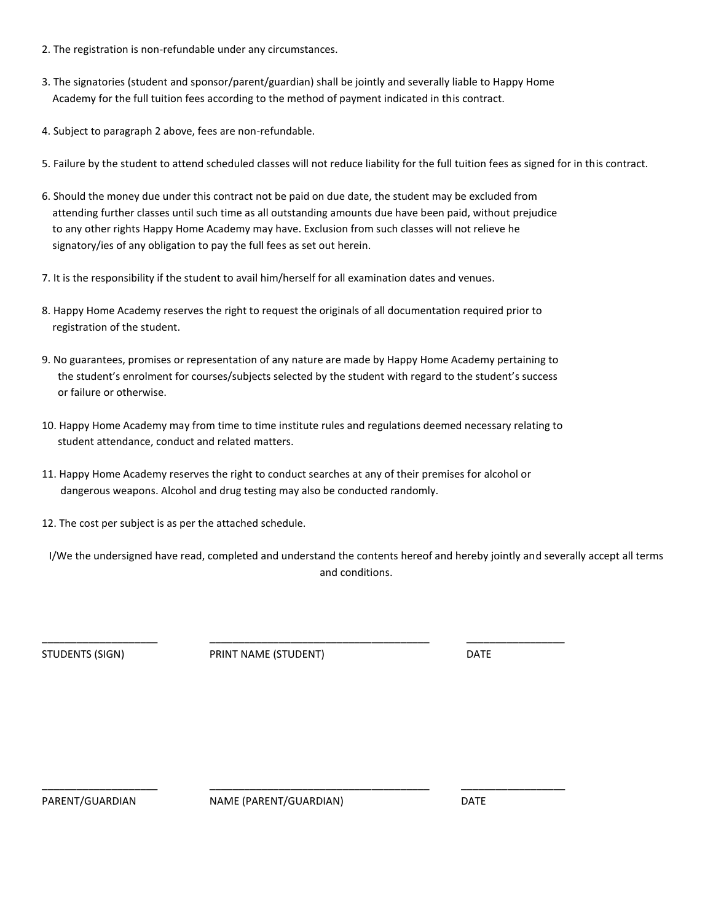2. The registration is non-refundable under any circumstances.

3. The signatories (student and sponsor/parent/guardian) shall be jointly and severally liable to Happy Home Academy for the full tuition fees according to the method of payment indicated in this contract.

4. Subject to paragraph 2 above, fees are non-refundable.

5. Failure by the student to attend scheduled classes will not reduce liability for the full tuition fees as signed for in this contract.

6. Should the money due under this contract not be paid on due date, the student may be excluded from attending further classes until such time as all outstanding amounts due have been paid, without prejudice to any other rights Happy Home Academy may have. Exclusion from such classes will not relieve he signatory/ies of any obligation to pay the full fees as set out herein.

7. It is the responsibility if the student to avail him/herself for all examination dates and venues.

8. Happy Home Academy reserves the right to request the originals of all documentation required prior to registration of the student.

9. No guarantees, promises or representation of any nature are made by Happy Home Academy pertaining to the student's enrolment for courses/subjects selected by the student with regard to the student's success or failure or otherwise.

10. Happy Home Academy may from time to time institute rules and regulations deemed necessary relating to student attendance, conduct and related matters.

11. Happy Home Academy reserves the right to conduct searches at any of their premises for alcohol or dangerous weapons. Alcohol and drug testing may also be conducted randomly.

12. The cost per subject is as per the attached schedule.

I/We the undersigned have read, completed and understand the contents hereof and hereby jointly and severally accept all terms and conditions.

____________________ ______________________________________ _________________

STUDENTS (SIGN) PRINT NAME (STUDENT) DATE

____________________ ______________________________________ __________________

PARENT/GUARDIAN NAME (PARENT/GUARDIAN) DATE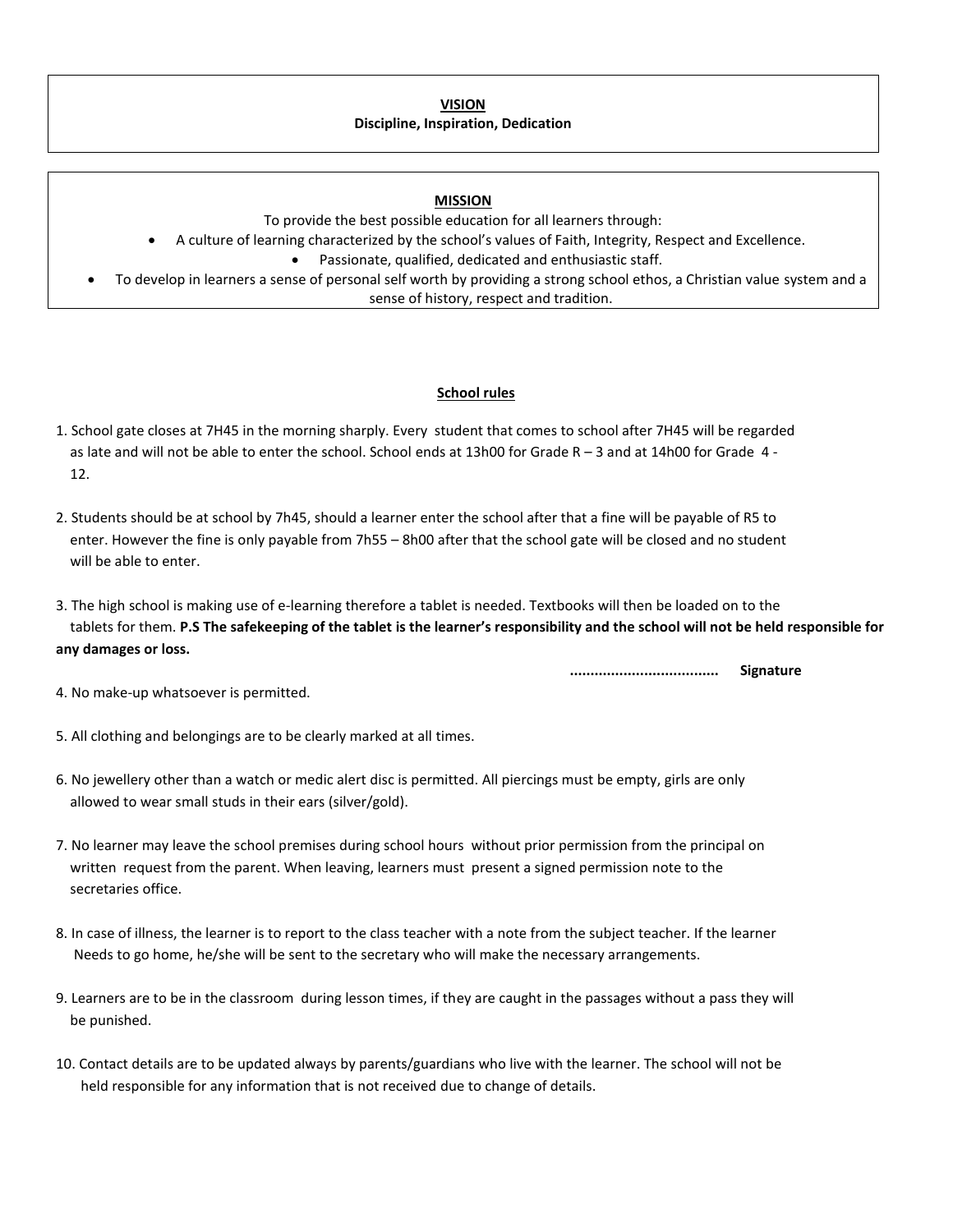## VISION

**Discipline, Inspiration, Dedication**

## MISSION

To provide the best possible education for all learners through:

- A culture of learning characterized by the school's values of Faith, Integrity, Respect and Excellence.
- Passionate, qualified, dedicated and enthusiastic staff.
- To develop in learners a sense of personal self worth by providing a strong school ethos, a Christian value system and a sense of history, respect and tradition.

## School rules

1. School gate closes at 7H45 in the morning sharply. Every student that comes to school after 7H45 will be regarded as late and will not be able to enter the school. School ends at 13h00 for Grade R – 3 and at 14h00 for Grade 4 - 12.

2. Students should be at school by 7h45, should a learner enter the school after that a fine will be payable of R5 to enter. However the fine is only payable from 7h55 – 8h00 after that the school gate will be closed and no student will be able to enter.

3. The high school is making use of e-learning therefore a tablet is needed. Textbooks will then be loaded on to the tablets for them. **P.S The safekeeping of the tablet is the learner's responsibility and the school will not be held responsible for any damages or loss.**

   **................................... Signature**

4. No make-up whatsoever is permitted.

5. All clothing and belongings are to be clearly marked at all times.

6. No jewellery other than a watch or medic alert disc is permitted. All piercings must be empty, girls are only allowed to wear small studs in their ears (silver/gold).

7. No learner may leave the school premises during school hours without prior permission from the principal on written request from the parent. When leaving, learners must present a signed permission note to the secretaries office.

8. In case of illness, the learner is to report to the class teacher with a note from the subject teacher. If the learner Needs to go home, he/she will be sent to the secretary who will make the necessary arrangements.

9. Learners are to be in the classroom during lesson times, if they are caught in the passages without a pass they will be punished.

10. Contact details are to be updated always by parents/guardians who live with the learner. The school will not be held responsible for any information that is not received due to change of details.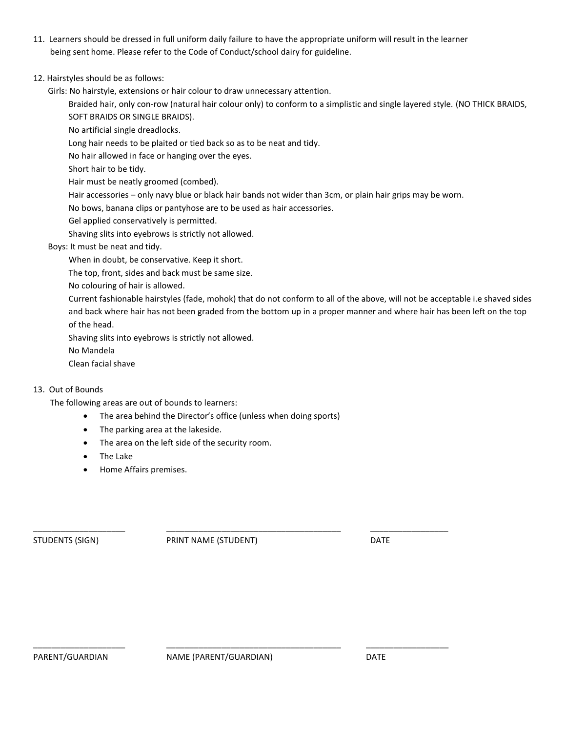11. Learners should be dressed in full uniform daily failure to have the appropriate uniform will result in the learner being sent home. Please refer to the Code of Conduct/school dairy for guideline.

12. Hairstyles should be as follows:

    Girls: No hairstyle, extensions or hair colour to draw unnecessary attention.

    Braided hair, only con-row (natural hair colour only) to conform to a simplistic and single layered style. (NO THICK BRAIDS, SOFT BRAIDS OR SINGLE BRAIDS).

    No artificial single dreadlocks.

    Long hair needs to be plaited or tied back so as to be neat and tidy.

    No hair allowed in face or hanging over the eyes.

    Short hair to be tidy.

    Hair must be neatly groomed (combed).

    Hair accessories – only navy blue or black hair bands not wider than 3cm, or plain hair grips may be worn.

    No bows, banana clips or pantyhose are to be used as hair accessories.

    Gel applied conservatively is permitted.

    Shaving slits into eyebrows is strictly not allowed.

    Boys: It must be neat and tidy.

    When in doubt, be conservative. Keep it short.

    The top, front, sides and back must be same size.

    No colouring of hair is allowed.

    Current fashionable hairstyles (fade, mohok) that do not conform to all of the above, will not be acceptable i.e shaved sides and back where hair has not been graded from the bottom up in a proper manner and where hair has been left on the top of the head.

    Shaving slits into eyebrows is strictly not allowed.

    No Mandela

    Clean facial shave

13. Out of Bounds

    The following areas are out of bounds to learners:

    - The area behind the Director's office (unless when doing sports)
    - The parking area at the lakeside.
    - The area on the left side of the security room.
    - The Lake
    - Home Affairs premises.

____________________ ________________________________________ _________________

STUDENTS (SIGN) PRINT NAME (STUDENT) DATE

____________________ ________________________________________ __________________

PARENT/GUARDIAN NAME (PARENT/GUARDIAN) DATE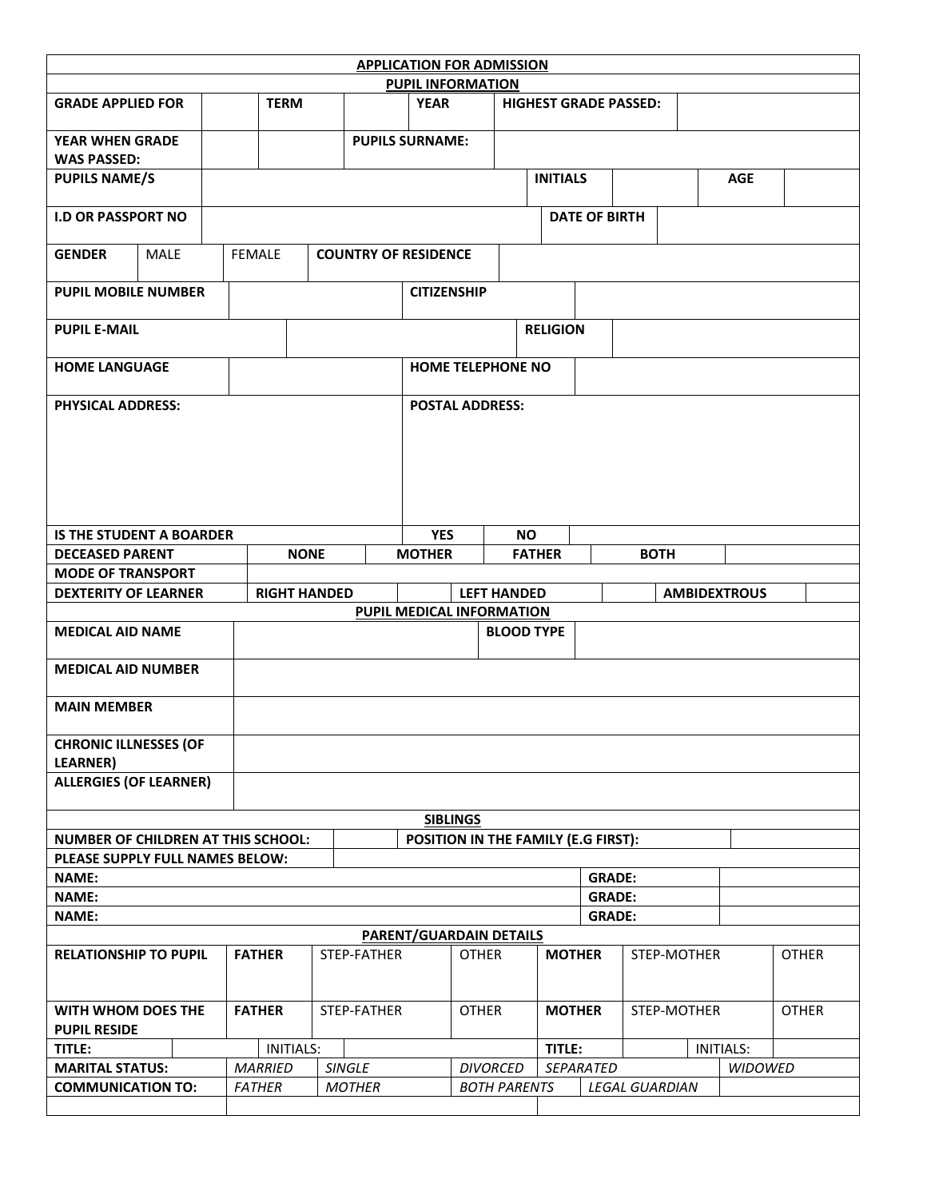## APPLICATION FOR ADMISSION

### PUPIL INFORMATION

| GRADE APPLIED FOR | | TERM | | YEAR | HIGHEST GRADE PASSED: | |
|---|---|---|---|---|---|---|
| YEAR WHEN GRADE WAS PASSED: | | | PUPILS SURNAME: | | | |

| PUPILS NAME/S | | INITIALS | | AGE | |
|---|---|---|---|---|---|
| I.D OR PASSPORT NO | | DATE OF BIRTH | | | |

| GENDER | MALE | FEMALE | COUNTRY OF RESIDENCE | |
|---|---|---|---|---|

| PUPIL MOBILE NUMBER | | CITIZENSHIP | |
|---|---|---|---|
| PUPIL E-MAIL | | RELIGION | |
| HOME LANGUAGE | | HOME TELEPHONE NO | |

| PHYSICAL ADDRESS: | POSTAL ADDRESS: |
|---|---|
| | |

| IS THE STUDENT A BOARDER | YES | NO | |
|---|---|---|---|

| DECEASED PARENT | NONE | MOTHER | FATHER | BOTH | |
|---|---|---|---|---|---|
| MODE OF TRANSPORT | | | | | |

| DEXTERITY OF LEARNER | RIGHT HANDED | | LEFT HANDED | | AMBIDEXTROUS | |
|---|---|---|---|---|---|---|

### PUPIL MEDICAL INFORMATION

| MEDICAL AID NAME | | BLOOD TYPE | |
|---|---|---|---|
| MEDICAL AID NUMBER | | | |
| MAIN MEMBER | | | |
| CHRONIC ILLNESSES (OF LEARNER) | | | |
| ALLERGIES (OF LEARNER) | | | |

### SIBLINGS

| NUMBER OF CHILDREN AT THIS SCHOOL: | | POSITION IN THE FAMILY (E.G FIRST): | |
|---|---|---|---|
| PLEASE SUPPLY FULL NAMES BELOW: | | | |

| NAME: | GRADE: | |
|---|---|---|
| NAME: | GRADE: | |
| NAME: | GRADE: | |

### PARENT/GUARDAIN DETAILS

| RELATIONSHIP TO PUPIL | FATHER | STEP-FATHER | OTHER | MOTHER | STEP-MOTHER | OTHER |
|---|---|---|---|---|---|---|
| WITH WHOM DOES THE PUPIL RESIDE | FATHER | STEP-FATHER | OTHER | MOTHER | STEP-MOTHER | OTHER |

| TITLE: | | INITIALS: | | TITLE: | | INITIALS: | |
|---|---|---|---|---|---|---|---|

| MARITAL STATUS: | *MARRIED* | *SINGLE* | *DIVORCED* | *SEPARATED* | *WIDOWED* |
|---|---|---|---|---|---|
| COMMUNICATION TO: | *FATHER* | *MOTHER* | *BOTH PARENTS* | *LEGAL GUARDIAN* | |
| | | | | | |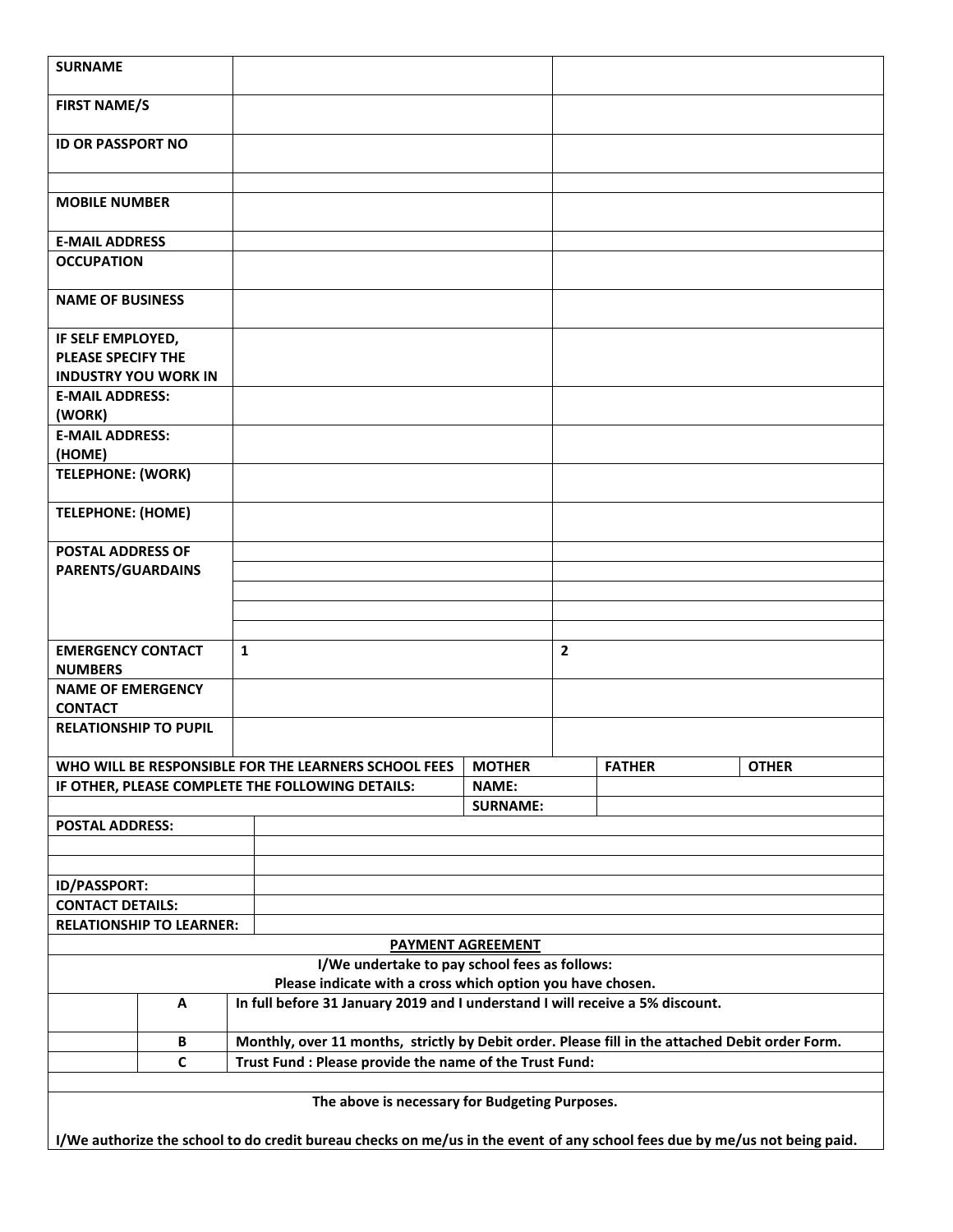| SURNAME | | |
|---|---|---|
| FIRST NAME/S | | |
| ID OR PASSPORT NO | | |
| | | |
| MOBILE NUMBER | | |
| E-MAIL ADDRESS | | |
| OCCUPATION | | |
| NAME OF BUSINESS | | |
| IF SELF EMPLOYED, PLEASE SPECIFY THE INDUSTRY YOU WORK IN | | |
| E-MAIL ADDRESS: (WORK) | | |
| E-MAIL ADDRESS: (HOME) | | |
| TELEPHONE: (WORK) | | |
| TELEPHONE: (HOME) | | |
| POSTAL ADDRESS OF PARENTS/GUARDAINS | | |
| | | |
| | | |
| | | |
| | | |
| EMERGENCY CONTACT NUMBERS | 1 | 2 |
| NAME OF EMERGENCY CONTACT | | |
| RELATIONSHIP TO PUPIL | | |

| WHO WILL BE RESPONSIBLE FOR THE LEARNERS SCHOOL FEES | MOTHER | FATHER | OTHER |
|---|---|---|---|
| IF OTHER, PLEASE COMPLETE THE FOLLOWING DETAILS: | NAME: | | |
| | SURNAME: | | |

| POSTAL ADDRESS: | |
|---|---|
| | |
| | |
| ID/PASSPORT: | |
| CONTACT DETAILS: | |
| RELATIONSHIP TO LEARNER: | |

**PAYMENT AGREEMENT**

**I/We undertake to pay school fees as follows:**

**Please indicate with a cross which option you have chosen.**

| | | |
|---|---|---|
| | A | In full before 31 January 2019 and I understand I will receive a 5% discount. |
| | B | Monthly, over 11 months, strictly by Debit order. Please fill in the attached Debit order Form. |
| | C | Trust Fund : Please provide the name of the Trust Fund: |

**The above is necessary for Budgeting Purposes.**

**I/We authorize the school to do credit bureau checks on me/us in the event of any school fees due by me/us not being paid.**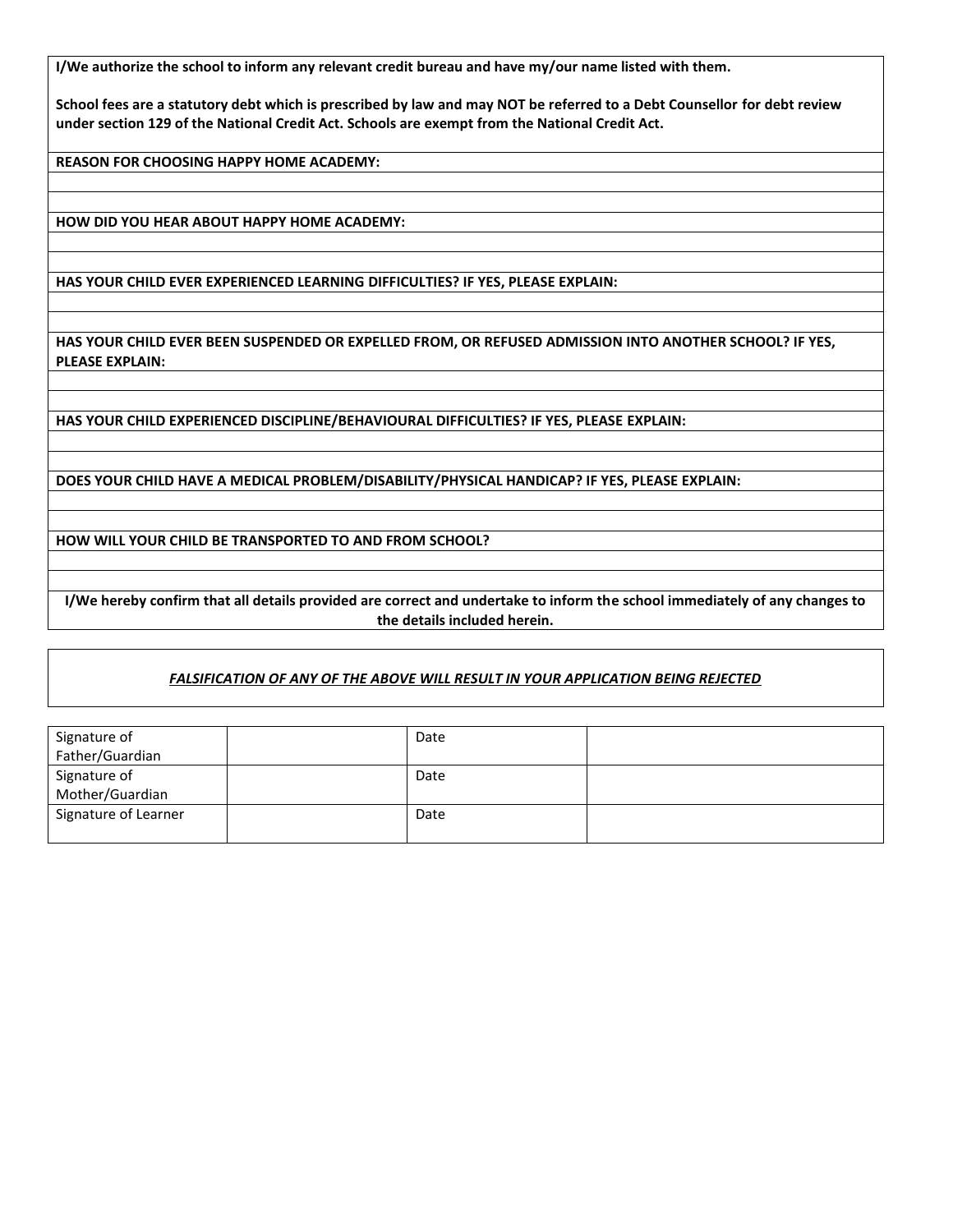**I/We authorize the school to inform any relevant credit bureau and have my/our name listed with them.**

**School fees are a statutory debt which is prescribed by law and may NOT be referred to a Debt Counsellor for debt review under section 129 of the National Credit Act. Schools are exempt from the National Credit Act.**

**REASON FOR CHOOSING HAPPY HOME ACADEMY:**

**HOW DID YOU HEAR ABOUT HAPPY HOME ACADEMY:**

**HAS YOUR CHILD EVER EXPERIENCED LEARNING DIFFICULTIES? IF YES, PLEASE EXPLAIN:**

**HAS YOUR CHILD EVER BEEN SUSPENDED OR EXPELLED FROM, OR REFUSED ADMISSION INTO ANOTHER SCHOOL? IF YES, PLEASE EXPLAIN:**

**HAS YOUR CHILD EXPERIENCED DISCIPLINE/BEHAVIOURAL DIFFICULTIES? IF YES, PLEASE EXPLAIN:**

**DOES YOUR CHILD HAVE A MEDICAL PROBLEM/DISABILITY/PHYSICAL HANDICAP? IF YES, PLEASE EXPLAIN:**

**HOW WILL YOUR CHILD BE TRANSPORTED TO AND FROM SCHOOL?**

**I/We hereby confirm that all details provided are correct and undertake to inform the school immediately of any changes to the details included herein.**

***FALSIFICATION OF ANY OF THE ABOVE WILL RESULT IN YOUR APPLICATION BEING REJECTED***

| Signature of Father/Guardian | | Date | |
|---|---|---|---|
| Signature of Mother/Guardian | | Date | |
| Signature of Learner | | Date | |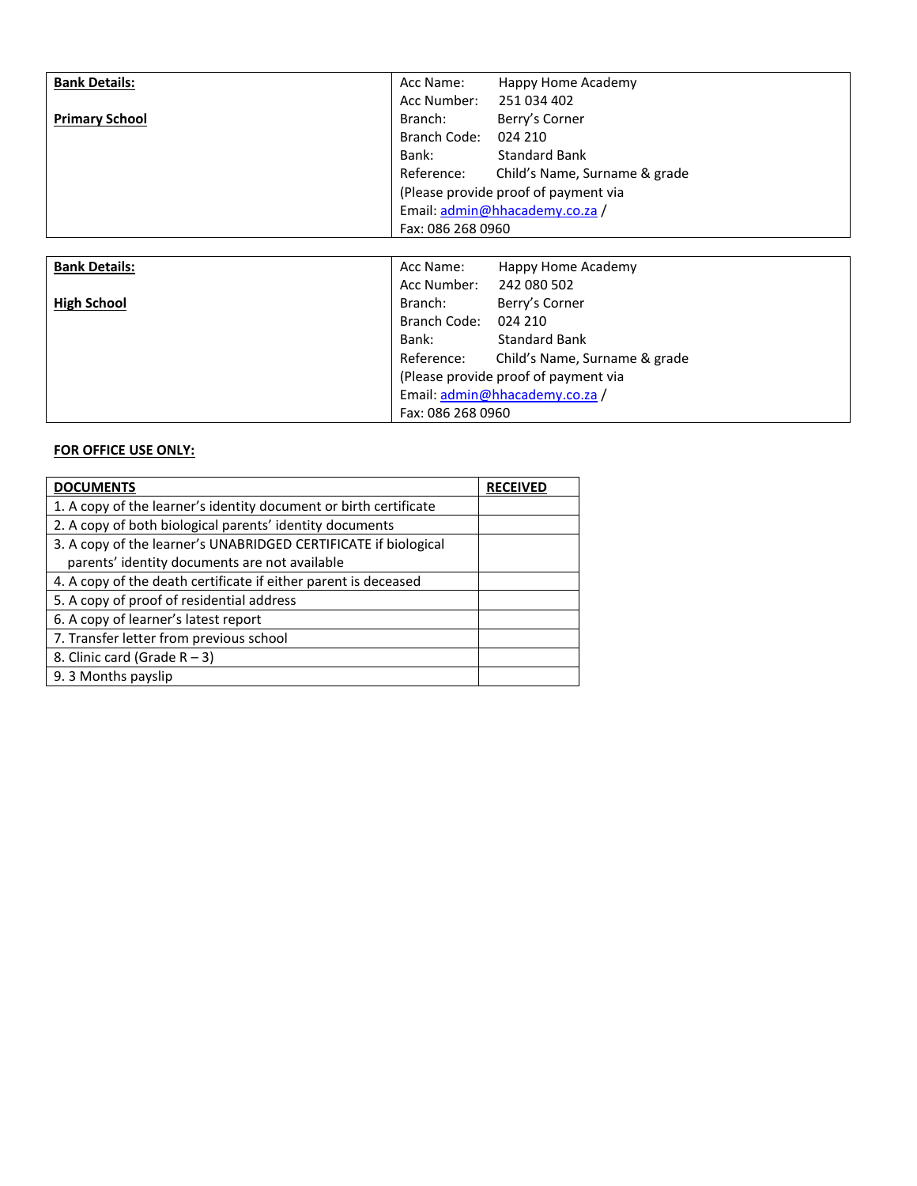| **Bank Details:**<br><br>**Primary School** | Acc Name: Happy Home Academy<br>Acc Number: 251 034 402<br>Branch: Berry's Corner<br>Branch Code: 024 210<br>Bank: Standard Bank<br>Reference: Child's Name, Surname & grade<br>(Please provide proof of payment via<br>Email: admin@hhacademy.co.za /<br>Fax: 086 268 0960 |
|---|---|

| **Bank Details:**<br><br>**High School** | Acc Name: Happy Home Academy<br>Acc Number: 242 080 502<br>Branch: Berry's Corner<br>Branch Code: 024 210<br>Bank: Standard Bank<br>Reference: Child's Name, Surname & grade<br>(Please provide proof of payment via<br>Email: admin@hhacademy.co.za /<br>Fax: 086 268 0960 |
|---|---|

**FOR OFFICE USE ONLY:**

| **DOCUMENTS** | **RECEIVED** |
|---|---|
| 1. A copy of the learner's identity document or birth certificate | |
| 2. A copy of both biological parents' identity documents | |
| 3. A copy of the learner's UNABRIDGED CERTIFICATE if biological parents' identity documents are not available | |
| 4. A copy of the death certificate if either parent is deceased | |
| 5. A copy of proof of residential address | |
| 6. A copy of learner's latest report | |
| 7. Transfer letter from previous school | |
| 8. Clinic card (Grade R – 3) | |
| 9. 3 Months payslip | |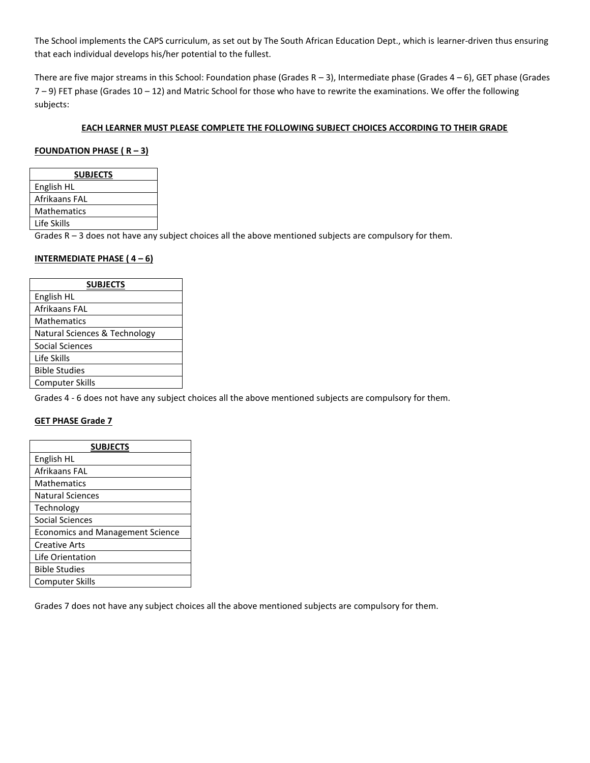The School implements the CAPS curriculum, as set out by The South African Education Dept., which is learner-driven thus ensuring that each individual develops his/her potential to the fullest.

There are five major streams in this School: Foundation phase (Grades R – 3), Intermediate phase (Grades 4 – 6), GET phase (Grades 7 – 9) FET phase (Grades 10 – 12) and Matric School for those who have to rewrite the examinations. We offer the following subjects:

**EACH LEARNER MUST PLEASE COMPLETE THE FOLLOWING SUBJECT CHOICES ACCORDING TO THEIR GRADE**

**FOUNDATION PHASE ( R – 3)**

| SUBJECTS |
|---|
| English HL |
| Afrikaans FAL |
| Mathematics |
| Life Skills |

Grades R – 3 does not have any subject choices all the above mentioned subjects are compulsory for them.

**INTERMEDIATE PHASE ( 4 – 6)**

| SUBJECTS |
|---|
| English HL |
| Afrikaans FAL |
| Mathematics |
| Natural Sciences & Technology |
| Social Sciences |
| Life Skills |
| Bible Studies |
| Computer Skills |

Grades 4 - 6 does not have any subject choices all the above mentioned subjects are compulsory for them.

**GET PHASE Grade 7**

| SUBJECTS |
|---|
| English HL |
| Afrikaans FAL |
| Mathematics |
| Natural Sciences |
| Technology |
| Social Sciences |
| Economics and Management Science |
| Creative Arts |
| Life Orientation |
| Bible Studies |
| Computer Skills |

Grades 7 does not have any subject choices all the above mentioned subjects are compulsory for them.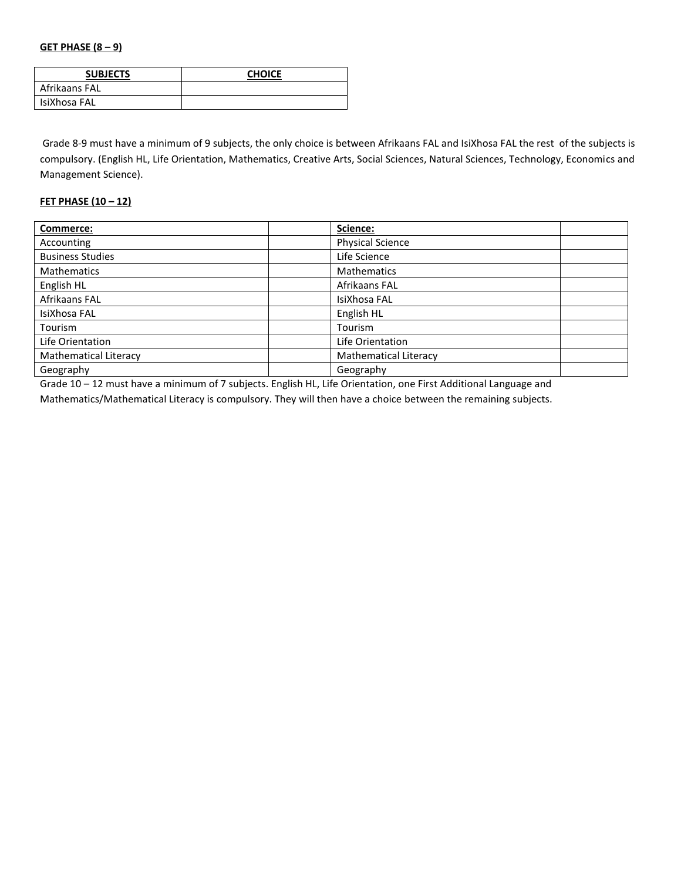**GET PHASE (8 – 9)**

| SUBJECTS | CHOICE |
|---|---|
| Afrikaans FAL | |
| IsiXhosa FAL | |

Grade 8-9 must have a minimum of 9 subjects, the only choice is between Afrikaans FAL and IsiXhosa FAL the rest of the subjects is compulsory. (English HL, Life Orientation, Mathematics, Creative Arts, Social Sciences, Natural Sciences, Technology, Economics and Management Science).

**FET PHASE (10 – 12)**

| Commerce: | | Science: | |
|---|---|---|---|
| Accounting | | Physical Science | |
| Business Studies | | Life Science | |
| Mathematics | | Mathematics | |
| English HL | | Afrikaans FAL | |
| Afrikaans FAL | | IsiXhosa FAL | |
| IsiXhosa FAL | | English HL | |
| Tourism | | Tourism | |
| Life Orientation | | Life Orientation | |
| Mathematical Literacy | | Mathematical Literacy | |
| Geography | | Geography | |

Grade 10 – 12 must have a minimum of 7 subjects. English HL, Life Orientation, one First Additional Language and Mathematics/Mathematical Literacy is compulsory. They will then have a choice between the remaining subjects.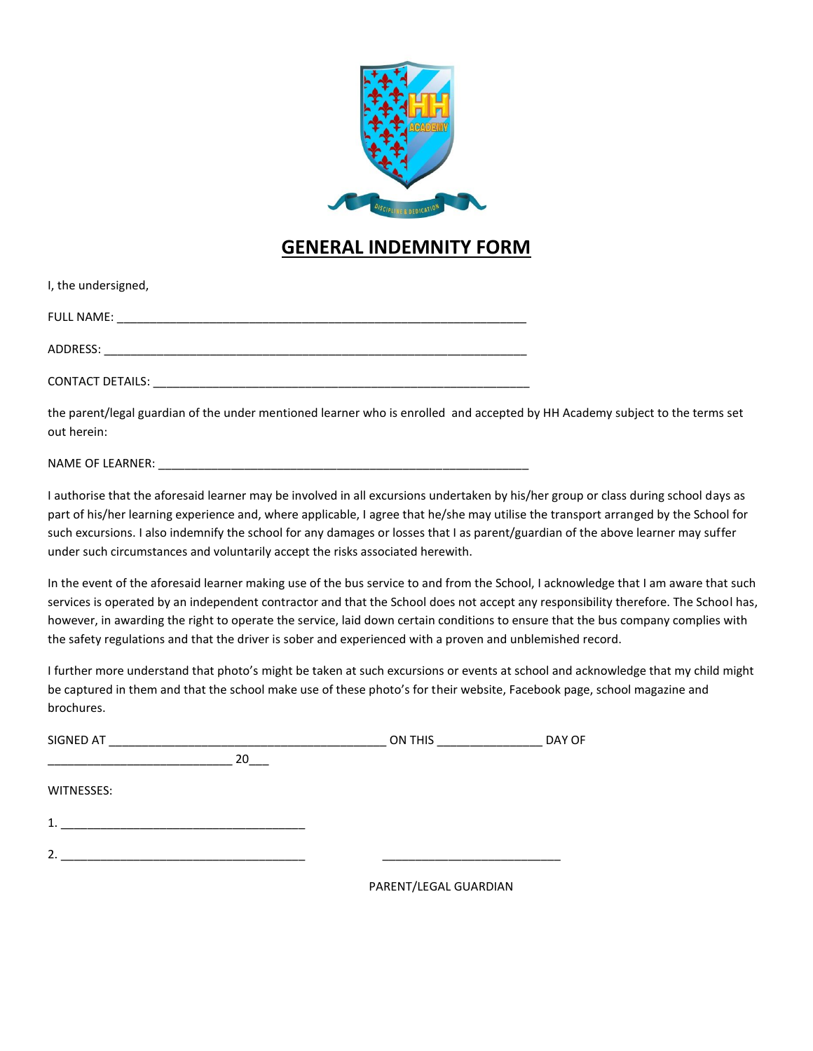# GENERAL INDEMNITY FORM

I, the undersigned,

FULL NAME: ____________________________________________________________

ADDRESS: ______________________________________________________________

CONTACT DETAILS: ______________________________________________________

the parent/legal guardian of the under mentioned learner who is enrolled and accepted by HH Academy subject to the terms set out herein:

NAME OF LEARNER: ______________________________________________________

I authorise that the aforesaid learner may be involved in all excursions undertaken by his/her group or class during school days as part of his/her learning experience and, where applicable, I agree that he/she may utilise the transport arranged by the School for such excursions. I also indemnify the school for any damages or losses that I as parent/guardian of the above learner may suffer under such circumstances and voluntarily accept the risks associated herewith.

In the event of the aforesaid learner making use of the bus service to and from the School, I acknowledge that I am aware that such services is operated by an independent contractor and that the School does not accept any responsibility therefore. The School has, however, in awarding the right to operate the service, laid down certain conditions to ensure that the bus company complies with the safety regulations and that the driver is sober and experienced with a proven and unblemished record.

I further more understand that photo's might be taken at such excursions or events at school and acknowledge that my child might be captured in them and that the school make use of these photo's for their website, Facebook page, school magazine and brochures.

SIGNED AT ________________________________________ ON THIS _______________ DAY OF ___________________________ 20___

WITNESSES:

1. ____________________________________

2. ____________________________________ ___________________________

PARENT/LEGAL GUARDIAN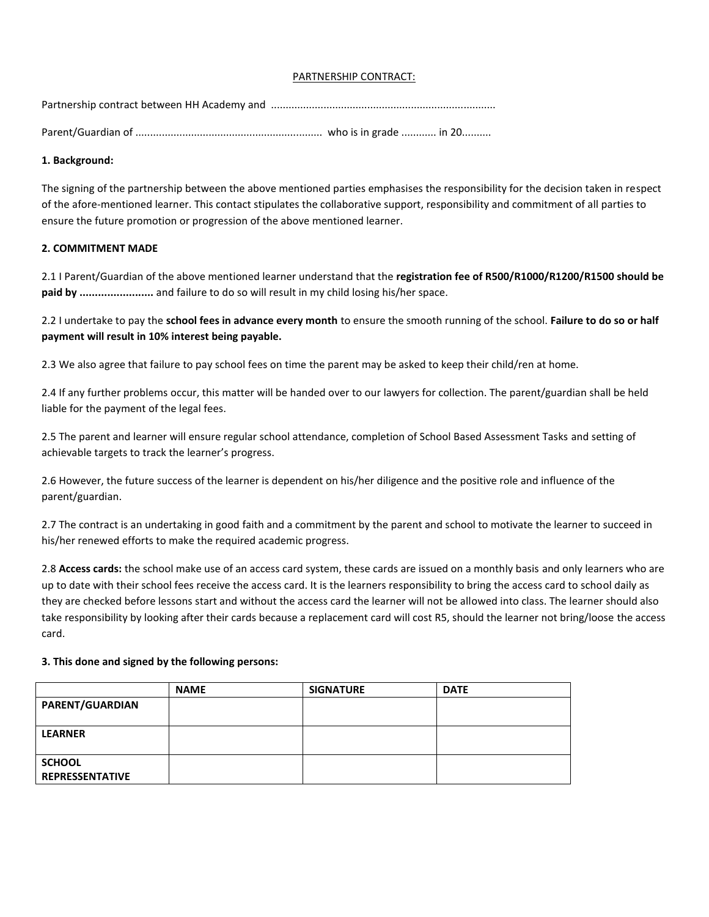PARTNERSHIP CONTRACT:

Partnership contract between HH Academy and ............................................................................

Parent/Guardian of ................................................................ who is in grade ............ in 20..........

**1. Background:**

The signing of the partnership between the above mentioned parties emphasises the responsibility for the decision taken in respect of the afore-mentioned learner. This contact stipulates the collaborative support, responsibility and commitment of all parties to ensure the future promotion or progression of the above mentioned learner.

**2. COMMITMENT MADE**

2.1 I Parent/Guardian of the above mentioned learner understand that the **registration fee of R500/R1000/R1200/R1500 should be paid by ........................** and failure to do so will result in my child losing his/her space.

2.2 I undertake to pay the **school fees in advance every month** to ensure the smooth running of the school. **Failure to do so or half payment will result in 10% interest being payable.**

2.3 We also agree that failure to pay school fees on time the parent may be asked to keep their child/ren at home.

2.4 If any further problems occur, this matter will be handed over to our lawyers for collection. The parent/guardian shall be held liable for the payment of the legal fees.

2.5 The parent and learner will ensure regular school attendance, completion of School Based Assessment Tasks and setting of achievable targets to track the learner's progress.

2.6 However, the future success of the learner is dependent on his/her diligence and the positive role and influence of the parent/guardian.

2.7 The contract is an undertaking in good faith and a commitment by the parent and school to motivate the learner to succeed in his/her renewed efforts to make the required academic progress.

2.8 **Access cards:** the school make use of an access card system, these cards are issued on a monthly basis and only learners who are up to date with their school fees receive the access card. It is the learners responsibility to bring the access card to school daily as they are checked before lessons start and without the access card the learner will not be allowed into class. The learner should also take responsibility by looking after their cards because a replacement card will cost R5, should the learner not bring/loose the access card.

**3. This done and signed by the following persons:**

| | NAME | SIGNATURE | DATE |
|---|---|---|---|
| **PARENT/GUARDIAN** | | | |
| **LEARNER** | | | |
| **SCHOOL REPRESSENTATIVE** | | | |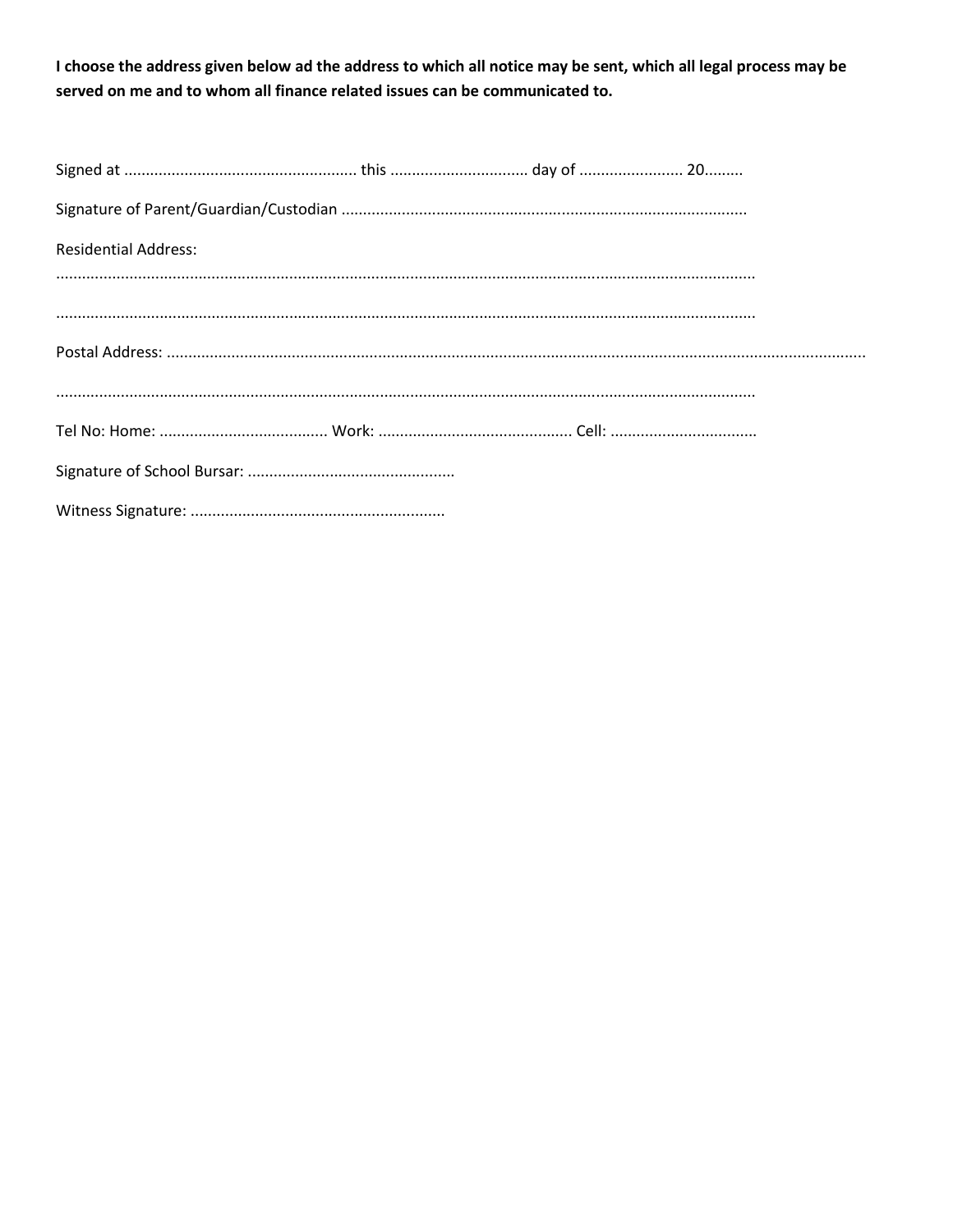**I choose the address given below ad the address to which all notice may be sent, which all legal process may be served on me and to whom all finance related issues can be communicated to.**

Signed at ...................................................... this ................................ day of ........................ 20.........

Signature of Parent/Guardian/Custodian ............................................................................................

Residential Address:

...............................................................................................................................................................

...............................................................................................................................................................

Postal Address: ................................................................................................................................................................

...............................................................................................................................................................

Tel No: Home: ....................................... Work: ............................................. Cell: ..................................

Signature of School Bursar: ................................................

Witness Signature: ..........................................................